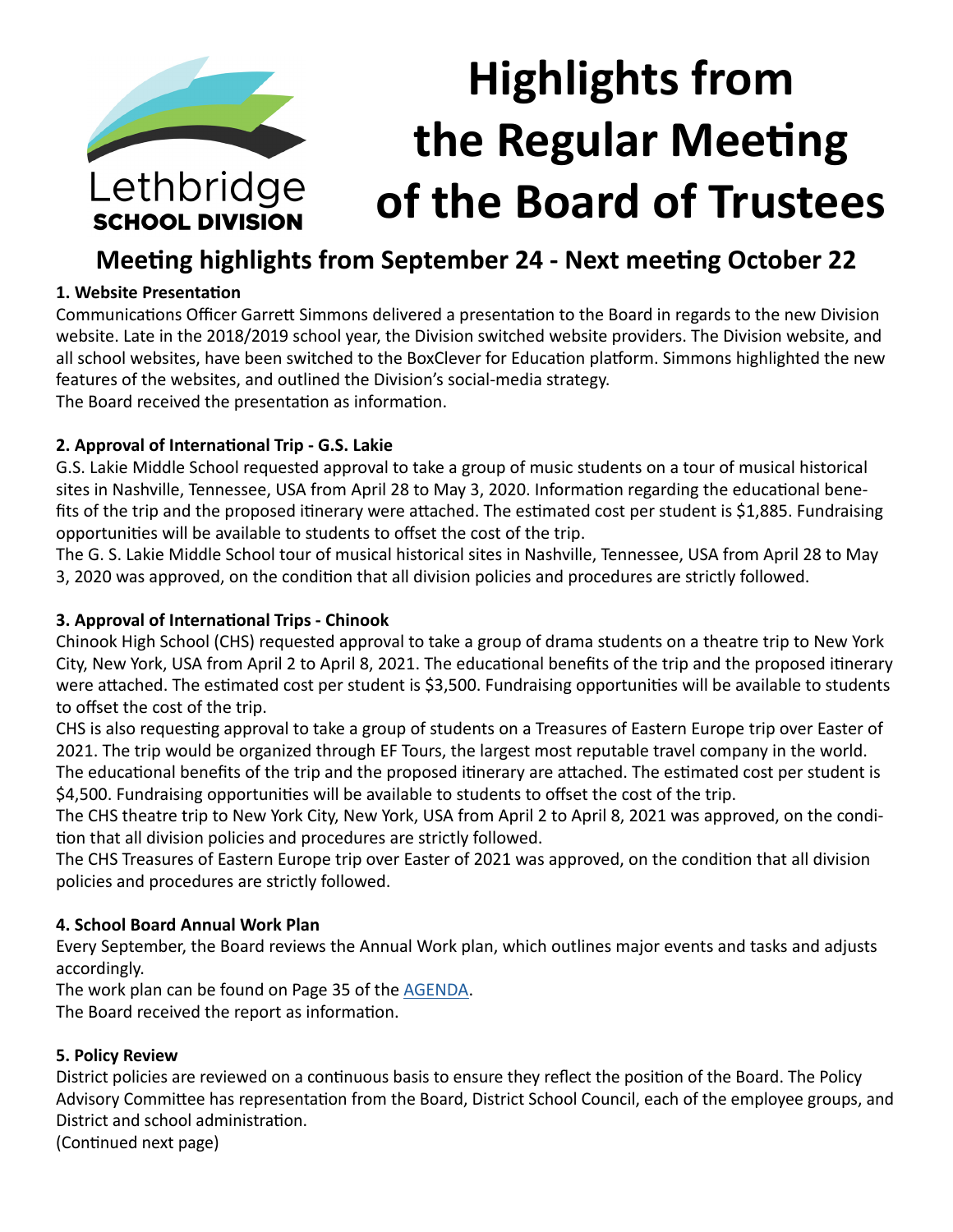Lethbridge
SCHOOL DIVISION

# Highlights from the Regular Meeting of the Board of Trustees

## Meeting highlights from September 24 - Next meeting October 22

**1. Website Presentation**

Communications Officer Garrett Simmons delivered a presentation to the Board in regards to the new Division website. Late in the 2018/2019 school year, the Division switched website providers. The Division website, and all school websites, have been switched to the BoxClever for Education platform. Simmons highlighted the new features of the websites, and outlined the Division's social-media strategy.
The Board received the presentation as information.

**2. Approval of International Trip - G.S. Lakie**

G.S. Lakie Middle School requested approval to take a group of music students on a tour of musical historical sites in Nashville, Tennessee, USA from April 28 to May 3, 2020. Information regarding the educational benefits of the trip and the proposed itinerary were attached. The estimated cost per student is $1,885. Fundraising opportunities will be available to students to offset the cost of the trip.
The G. S. Lakie Middle School tour of musical historical sites in Nashville, Tennessee, USA from April 28 to May 3, 2020 was approved, on the condition that all division policies and procedures are strictly followed.

**3. Approval of International Trips - Chinook**

Chinook High School (CHS) requested approval to take a group of drama students on a theatre trip to New York City, New York, USA from April 2 to April 8, 2021. The educational benefits of the trip and the proposed itinerary were attached. The estimated cost per student is $3,500. Fundraising opportunities will be available to students to offset the cost of the trip.
CHS is also requesting approval to take a group of students on a Treasures of Eastern Europe trip over Easter of 2021. The trip would be organized through EF Tours, the largest most reputable travel company in the world. The educational benefits of the trip and the proposed itinerary are attached. The estimated cost per student is $4,500. Fundraising opportunities will be available to students to offset the cost of the trip.
The CHS theatre trip to New York City, New York, USA from April 2 to April 8, 2021 was approved, on the condition that all division policies and procedures are strictly followed.
The CHS Treasures of Eastern Europe trip over Easter of 2021 was approved, on the condition that all division policies and procedures are strictly followed.

**4. School Board Annual Work Plan**

Every September, the Board reviews the Annual Work plan, which outlines major events and tasks and adjusts accordingly.
The work plan can be found on Page 35 of the AGENDA.
The Board received the report as information.

**5. Policy Review**

District policies are reviewed on a continuous basis to ensure they reflect the position of the Board. The Policy Advisory Committee has representation from the Board, District School Council, each of the employee groups, and District and school administration.
(Continued next page)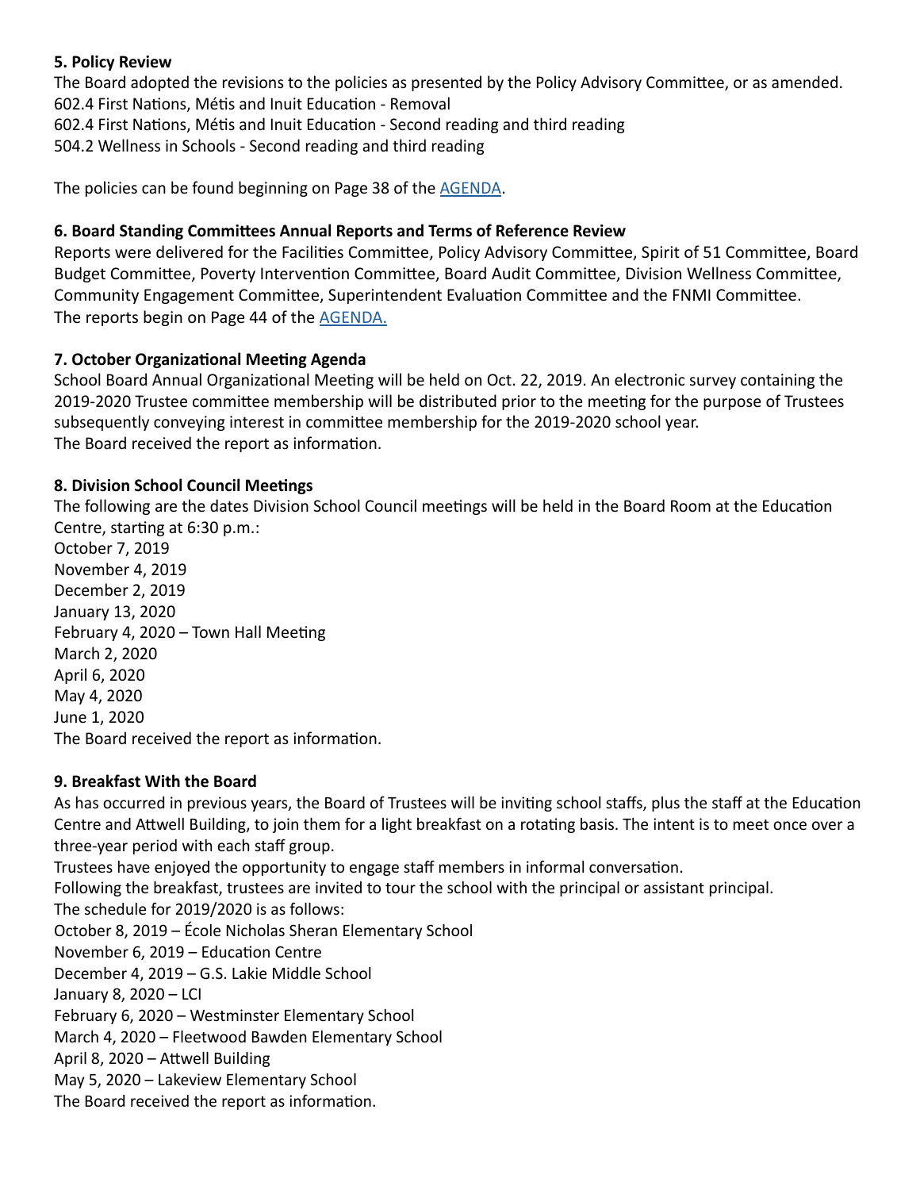**5. Policy Review**

The Board adopted the revisions to the policies as presented by the Policy Advisory Committee, or as amended.
602.4 First Nations, Métis and Inuit Education - Removal
602.4 First Nations, Métis and Inuit Education - Second reading and third reading
504.2 Wellness in Schools - Second reading and third reading

The policies can be found beginning on Page 38 of the AGENDA.

**6. Board Standing Committees Annual Reports and Terms of Reference Review**

Reports were delivered for the Facilities Committee, Policy Advisory Committee, Spirit of 51 Committee, Board Budget Committee, Poverty Intervention Committee, Board Audit Committee, Division Wellness Committee, Community Engagement Committee, Superintendent Evaluation Committee and the FNMI Committee.
The reports begin on Page 44 of the AGENDA.

**7. October Organizational Meeting Agenda**

School Board Annual Organizational Meeting will be held on Oct. 22, 2019. An electronic survey containing the 2019-2020 Trustee committee membership will be distributed prior to the meeting for the purpose of Trustees subsequently conveying interest in committee membership for the 2019-2020 school year.
The Board received the report as information.

**8. Division School Council Meetings**

The following are the dates Division School Council meetings will be held in the Board Room at the Education Centre, starting at 6:30 p.m.:
October 7, 2019
November 4, 2019
December 2, 2019
January 13, 2020
February 4, 2020 – Town Hall Meeting
March 2, 2020
April 6, 2020
May 4, 2020
June 1, 2020
The Board received the report as information.

**9. Breakfast With the Board**

As has occurred in previous years, the Board of Trustees will be inviting school staffs, plus the staff at the Education Centre and Attwell Building, to join them for a light breakfast on a rotating basis. The intent is to meet once over a three-year period with each staff group.
Trustees have enjoyed the opportunity to engage staff members in informal conversation.
Following the breakfast, trustees are invited to tour the school with the principal or assistant principal.
The schedule for 2019/2020 is as follows:
October 8, 2019 – École Nicholas Sheran Elementary School
November 6, 2019 – Education Centre
December 4, 2019 – G.S. Lakie Middle School
January 8, 2020 – LCI
February 6, 2020 – Westminster Elementary School
March 4, 2020 – Fleetwood Bawden Elementary School
April 8, 2020 – Attwell Building
May 5, 2020 – Lakeview Elementary School
The Board received the report as information.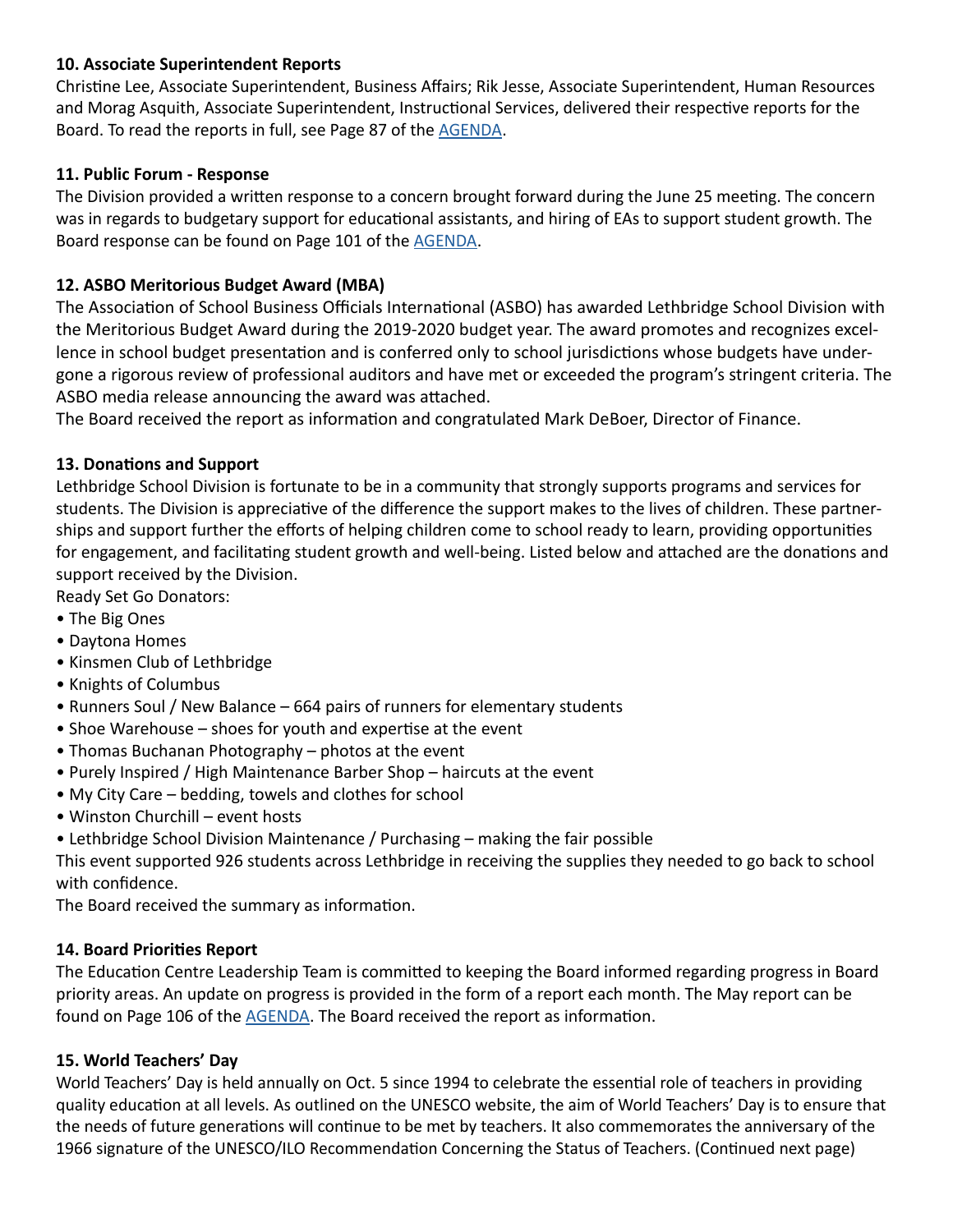**10. Associate Superintendent Reports**

Christine Lee, Associate Superintendent, Business Affairs; Rik Jesse, Associate Superintendent, Human Resources and Morag Asquith, Associate Superintendent, Instructional Services, delivered their respective reports for the Board. To read the reports in full, see Page 87 of the AGENDA.

**11. Public Forum - Response**

The Division provided a written response to a concern brought forward during the June 25 meeting. The concern was in regards to budgetary support for educational assistants, and hiring of EAs to support student growth. The Board response can be found on Page 101 of the AGENDA.

**12. ASBO Meritorious Budget Award (MBA)**

The Association of School Business Officials International (ASBO) has awarded Lethbridge School Division with the Meritorious Budget Award during the 2019-2020 budget year. The award promotes and recognizes excellence in school budget presentation and is conferred only to school jurisdictions whose budgets have undergone a rigorous review of professional auditors and have met or exceeded the program's stringent criteria. The ASBO media release announcing the award was attached.

The Board received the report as information and congratulated Mark DeBoer, Director of Finance.

**13. Donations and Support**

Lethbridge School Division is fortunate to be in a community that strongly supports programs and services for students. The Division is appreciative of the difference the support makes to the lives of children. These partnerships and support further the efforts of helping children come to school ready to learn, providing opportunities for engagement, and facilitating student growth and well-being. Listed below and attached are the donations and support received by the Division.

Ready Set Go Donators:

- The Big Ones
- Daytona Homes
- Kinsmen Club of Lethbridge
- Knights of Columbus
- Runners Soul / New Balance – 664 pairs of runners for elementary students
- Shoe Warehouse – shoes for youth and expertise at the event
- Thomas Buchanan Photography – photos at the event
- Purely Inspired / High Maintenance Barber Shop – haircuts at the event
- My City Care – bedding, towels and clothes for school
- Winston Churchill – event hosts
- Lethbridge School Division Maintenance / Purchasing – making the fair possible

This event supported 926 students across Lethbridge in receiving the supplies they needed to go back to school with confidence.

The Board received the summary as information.

**14. Board Priorities Report**

The Education Centre Leadership Team is committed to keeping the Board informed regarding progress in Board priority areas. An update on progress is provided in the form of a report each month. The May report can be found on Page 106 of the AGENDA. The Board received the report as information.

**15. World Teachers' Day**

World Teachers' Day is held annually on Oct. 5 since 1994 to celebrate the essential role of teachers in providing quality education at all levels. As outlined on the UNESCO website, the aim of World Teachers' Day is to ensure that the needs of future generations will continue to be met by teachers. It also commemorates the anniversary of the 1966 signature of the UNESCO/ILO Recommendation Concerning the Status of Teachers. (Continued next page)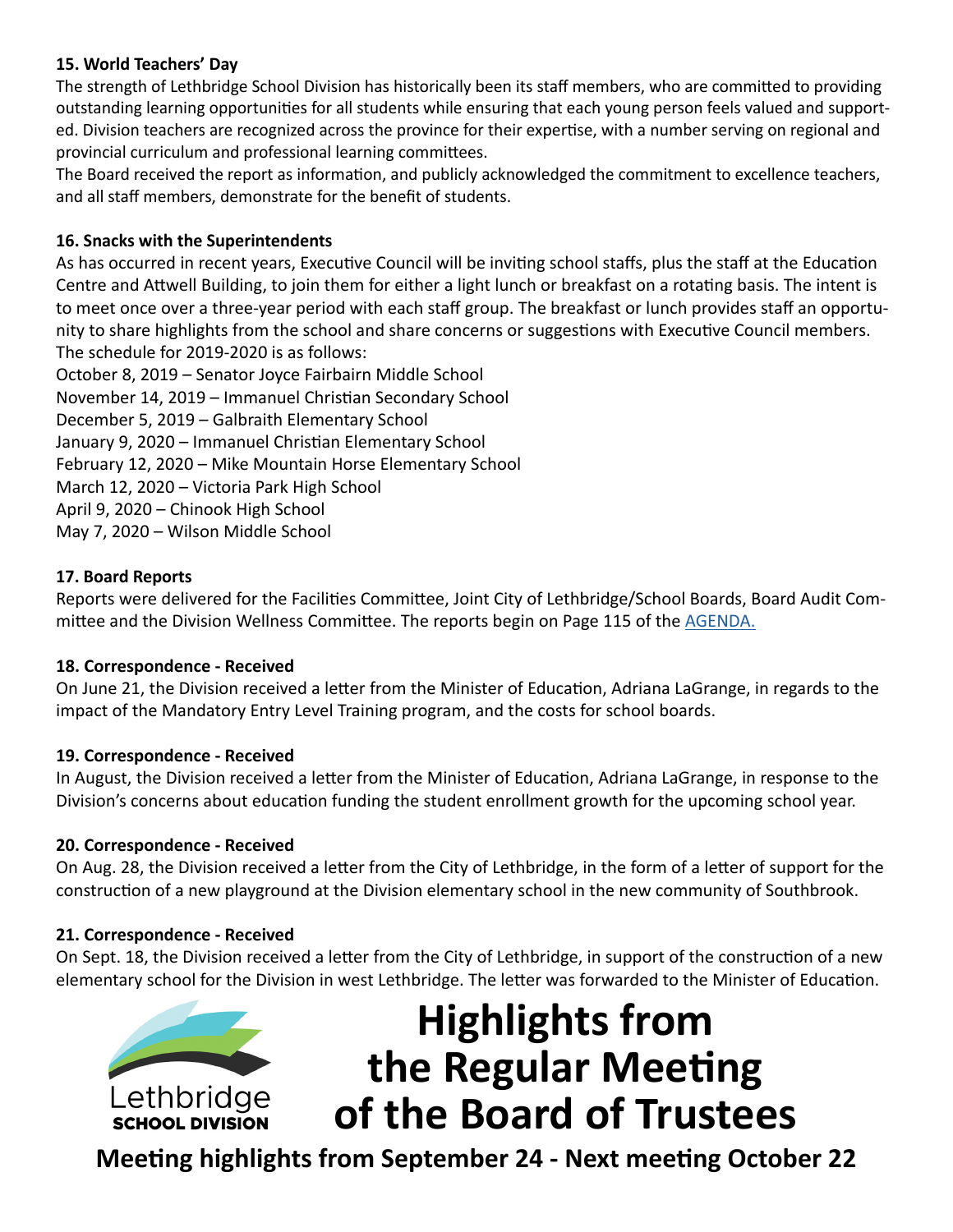**15. World Teachers' Day**

The strength of Lethbridge School Division has historically been its staff members, who are committed to providing outstanding learning opportunities for all students while ensuring that each young person feels valued and supported. Division teachers are recognized across the province for their expertise, with a number serving on regional and provincial curriculum and professional learning committees.

The Board received the report as information, and publicly acknowledged the commitment to excellence teachers, and all staff members, demonstrate for the benefit of students.

**16. Snacks with the Superintendents**

As has occurred in recent years, Executive Council will be inviting school staffs, plus the staff at the Education Centre and Attwell Building, to join them for either a light lunch or breakfast on a rotating basis. The intent is to meet once over a three-year period with each staff group. The breakfast or lunch provides staff an opportunity to share highlights from the school and share concerns or suggestions with Executive Council members. The schedule for 2019-2020 is as follows:

October 8, 2019 – Senator Joyce Fairbairn Middle School
November 14, 2019 – Immanuel Christian Secondary School
December 5, 2019 – Galbraith Elementary School
January 9, 2020 – Immanuel Christian Elementary School
February 12, 2020 – Mike Mountain Horse Elementary School
March 12, 2020 – Victoria Park High School
April 9, 2020 – Chinook High School
May 7, 2020 – Wilson Middle School

**17. Board Reports**

Reports were delivered for the Facilities Committee, Joint City of Lethbridge/School Boards, Board Audit Committee and the Division Wellness Committee. The reports begin on Page 115 of the AGENDA.

**18. Correspondence - Received**

On June 21, the Division received a letter from the Minister of Education, Adriana LaGrange, in regards to the impact of the Mandatory Entry Level Training program, and the costs for school boards.

**19. Correspondence - Received**

In August, the Division received a letter from the Minister of Education, Adriana LaGrange, in response to the Division's concerns about education funding the student enrollment growth for the upcoming school year.

**20. Correspondence - Received**

On Aug. 28, the Division received a letter from the City of Lethbridge, in the form of a letter of support for the construction of a new playground at the Division elementary school in the new community of Southbrook.

**21. Correspondence - Received**

On Sept. 18, the Division received a letter from the City of Lethbridge, in support of the construction of a new elementary school for the Division in west Lethbridge. The letter was forwarded to the Minister of Education.

Lethbridge SCHOOL DIVISION

# Highlights from the Regular Meeting of the Board of Trustees

**Meeting highlights from September 24 - Next meeting October 22**